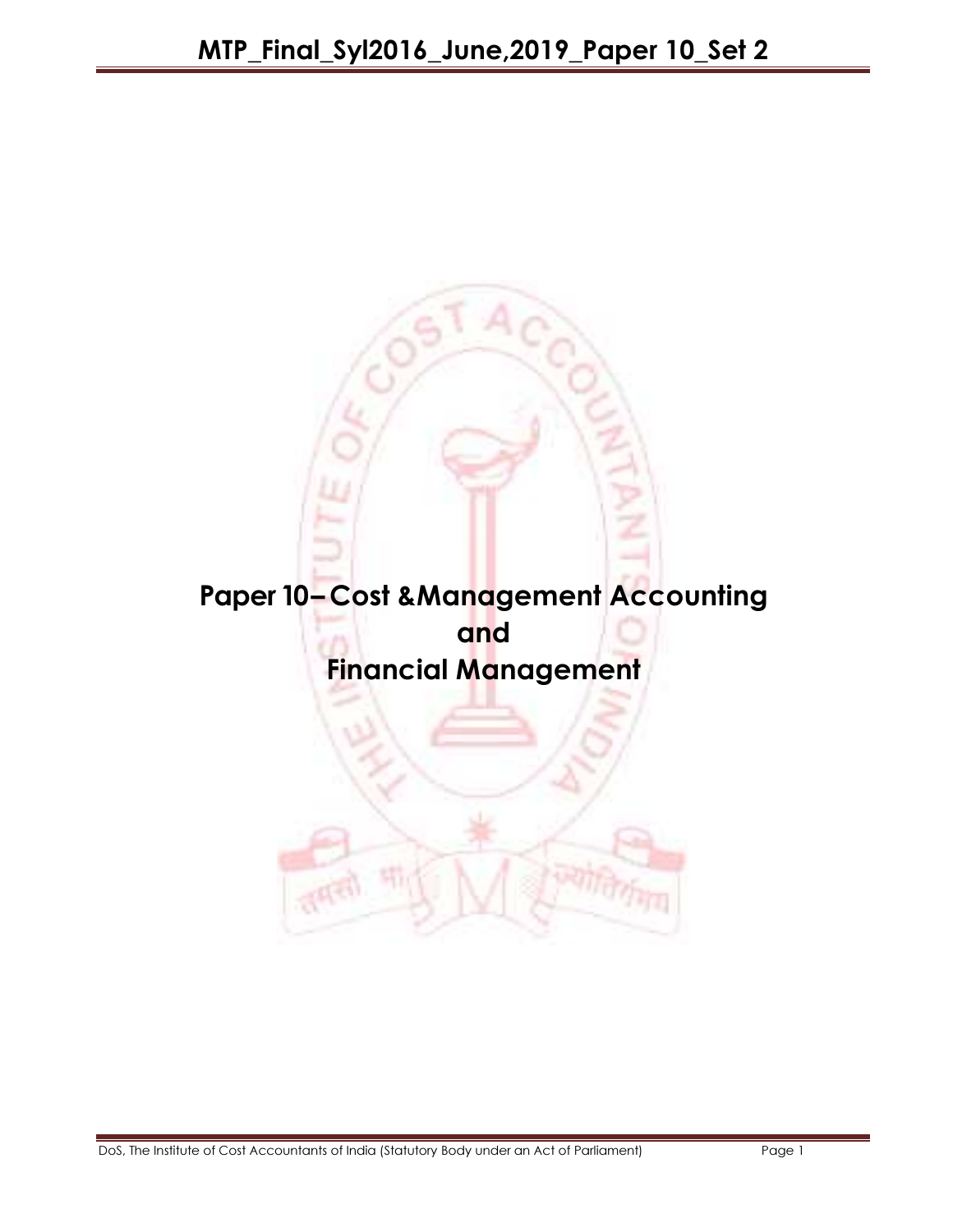# Paper 10– Cost &Management Accounting and Financial Management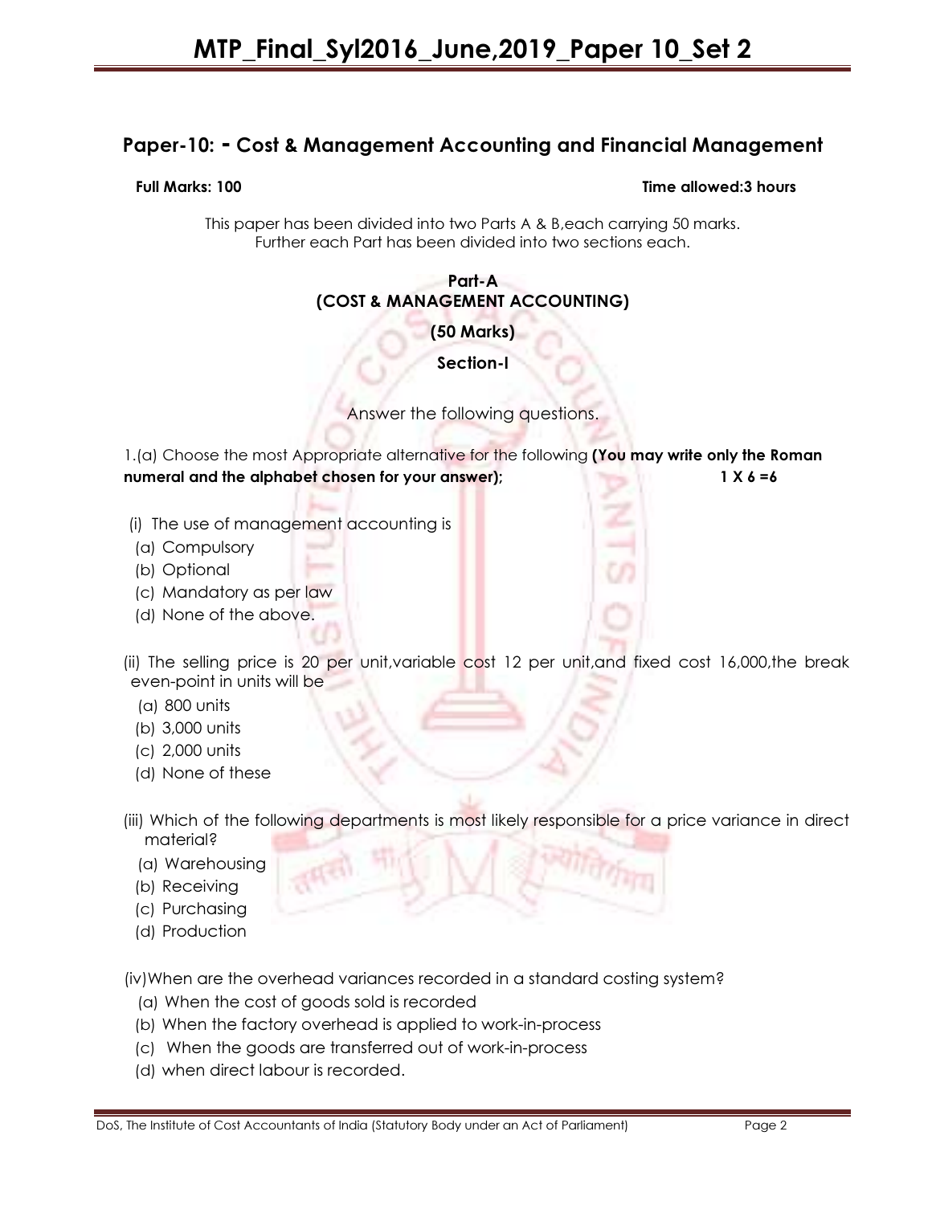## Paper-10: - Cost & Management Accounting and Financial Management

**Full Marks: 100** **Time allowed:3 hours**

This paper has been divided into two Parts A & B,each carrying 50 marks. Further each Part has been divided into two sections each.

### Part-A
### (COST & MANAGEMENT ACCOUNTING)

**(50 Marks)**

**Section-I**

Answer the following questions.

1.(a) Choose the most Appropriate alternative for the following **(You may write only the Roman numeral and the alphabet chosen for your answer);** **1 X 6 =6**

(i) The use of management accounting is

(a) Compulsory
(b) Optional
(c) Mandatory as per law
(d) None of the above.

(ii) The selling price is 20 per unit,variable cost 12 per unit,and fixed cost 16,000,the break even-point in units will be

(a) 800 units
(b) 3,000 units
(c) 2,000 units
(d) None of these

(iii) Which of the following departments is most likely responsible for a price variance in direct material?

(a) Warehousing
(b) Receiving
(c) Purchasing
(d) Production

(iv)When are the overhead variances recorded in a standard costing system?

(a) When the cost of goods sold is recorded
(b) When the factory overhead is applied to work-in-process
(c) When the goods are transferred out of work-in-process
(d) when direct labour is recorded.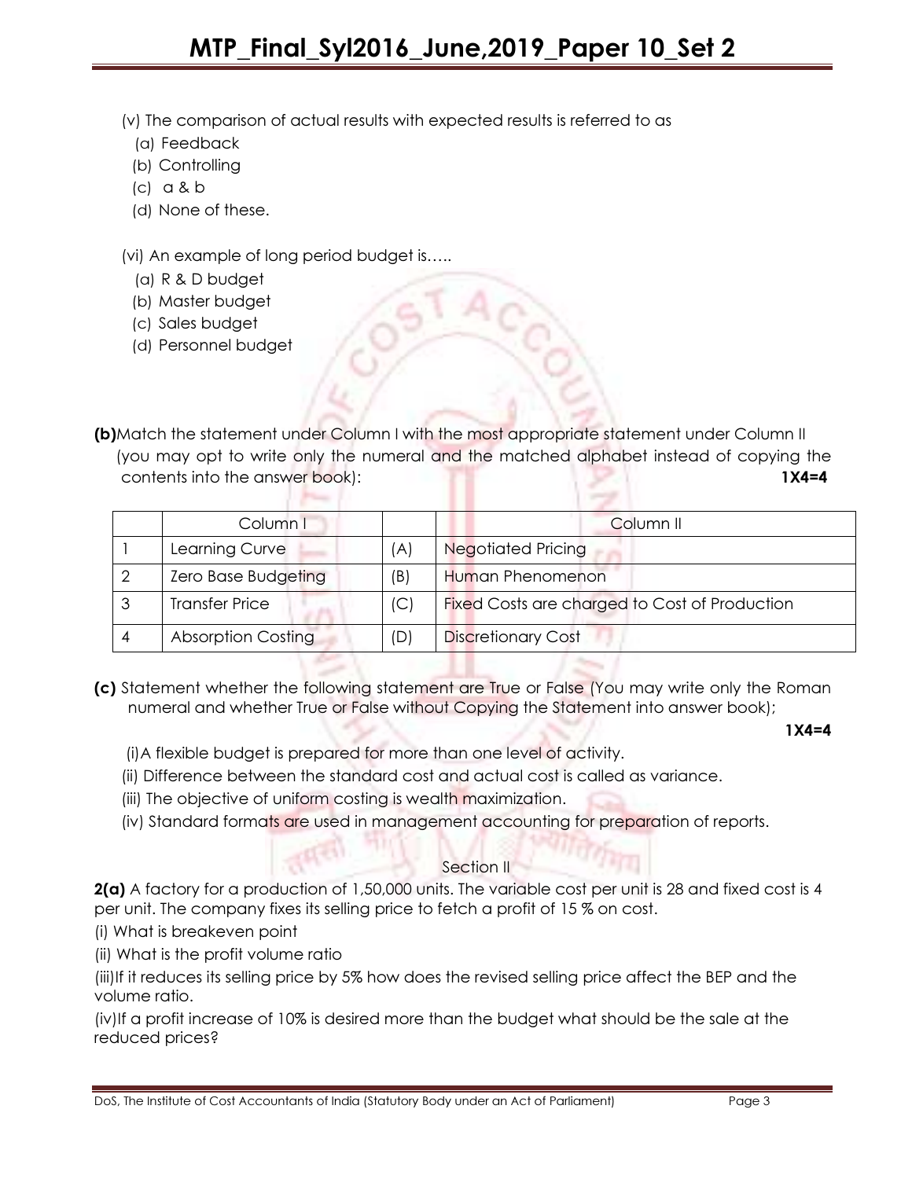(v) The comparison of actual results with expected results is referred to as

(a) Feedback

(b) Controlling

(c) a & b

(d) None of these.

(vi) An example of long period budget is…..

(a) R & D budget

(b) Master budget

(c) Sales budget

(d) Personnel budget

**(b)** Match the statement under Column I with the most appropriate statement under Column II (you may opt to write only the numeral and the matched alphabet instead of copying the contents into the answer book): **1X4=4**

| | Column I | | Column II |
|---|---|---|---|
| 1 | Learning Curve | (A) | Negotiated Pricing |
| 2 | Zero Base Budgeting | (B) | Human Phenomenon |
| 3 | Transfer Price | (C) | Fixed Costs are charged to Cost of Production |
| 4 | Absorption Costing | (D) | Discretionary Cost |

**(c)** Statement whether the following statement are True or False (You may write only the Roman numeral and whether True or False without Copying the Statement into answer book); **1X4=4**

(i) A flexible budget is prepared for more than one level of activity.

(ii) Difference between the standard cost and actual cost is called as variance.

(iii) The objective of uniform costing is wealth maximization.

(iv) Standard formats are used in management accounting for preparation of reports.

## Section II

**2(a)** A factory for a production of 1,50,000 units. The variable cost per unit is 28 and fixed cost is 4 per unit. The company fixes its selling price to fetch a profit of 15 % on cost.

(i) What is breakeven point

(ii) What is the profit volume ratio

(iii) If it reduces its selling price by 5% how does the revised selling price affect the BEP and the volume ratio.

(iv) If a profit increase of 10% is desired more than the budget what should be the sale at the reduced prices?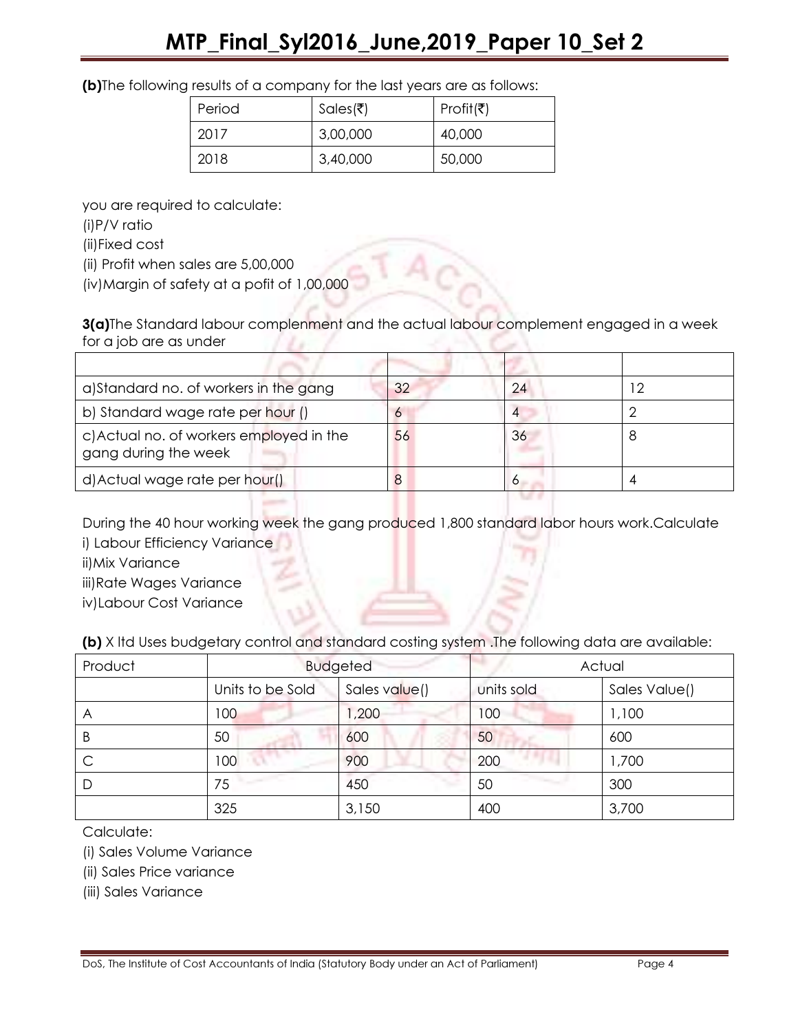**(b)**The following results of a company for the last years are as follows:

| Period | Sales(₹) | Profit(₹) |
|---|---|---|
| 2017 | 3,00,000 | 40,000 |
| 2018 | 3,40,000 | 50,000 |

you are required to calculate:

(i)P/V ratio

(ii)Fixed cost

(ii) Profit when sales are 5,00,000

(iv)Margin of safety at a pofit of 1,00,000

**3(a)**The Standard labour complenment and the actual labour complement engaged in a week for a job are as under

| | | | |
|---|---|---|---|
| a)Standard no. of workers in the gang | 32 | 24 | 12 |
| b) Standard wage rate per hour () | 6 | 4 | 2 |
| c)Actual no. of workers employed in the gang during the week | 56 | 36 | 8 |
| d)Actual wage rate per hour() | 8 | 6 | 4 |

During the 40 hour working week the gang produced 1,800 standard labor hours work.Calculate

i) Labour Efficiency Variance

ii)Mix Variance

iii)Rate Wages Variance

iv)Labour Cost Variance

**(b)** X ltd Uses budgetary control and standard costing system .The following data are available:

| Product | Budgeted | | Actual | |
|---|---|---|---|---|
| | Units to be Sold | Sales value() | units sold | Sales Value() |
| A | 100 | 1,200 | 100 | 1,100 |
| B | 50 | 600 | 50 | 600 |
| C | 100 | 900 | 200 | 1,700 |
| D | 75 | 450 | 50 | 300 |
| | 325 | 3,150 | 400 | 3,700 |

Calculate:

(i) Sales Volume Variance

(ii) Sales Price variance

(iii) Sales Variance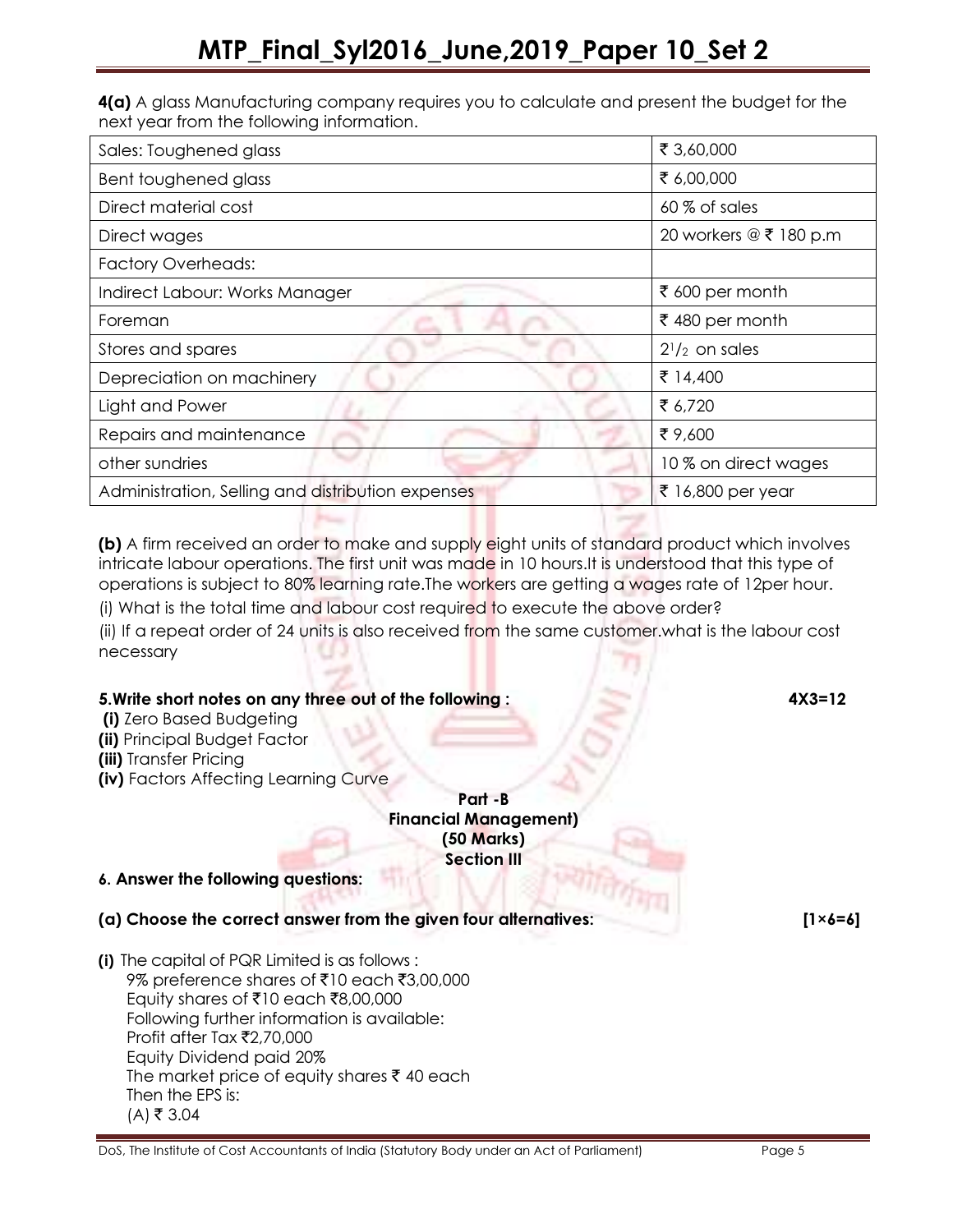**4(a)** A glass Manufacturing company requires you to calculate and present the budget for the next year from the following information.

| | |
|---|---|
| Sales: Toughened glass | ₹ 3,60,000 |
| Bent toughened glass | ₹ 6,00,000 |
| Direct material cost | 60 % of sales |
| Direct wages | 20 workers @ ₹ 180 p.m |
| Factory Overheads: | |
| Indirect Labour: Works Manager | ₹ 600 per month |
| Foreman | ₹ 480 per month |
| Stores and spares | $2^1/_2$ on sales |
| Depreciation on machinery | ₹ 14,400 |
| Light and Power | ₹ 6,720 |
| Repairs and maintenance | ₹ 9,600 |
| other sundries | 10 % on direct wages |
| Administration, Selling and distribution expenses | ₹ 16,800 per year |

**(b)** A firm received an order to make and supply eight units of standard product which involves intricate labour operations. The first unit was made in 10 hours.It is understood that this type of operations is subject to 80% learning rate.The workers are getting a wages rate of 12per hour.

(i) What is the total time and labour cost required to execute the above order?

(ii) If a repeat order of 24 units is also received from the same customer.what is the labour cost necessary

**5.Write short notes on any three out of the following :** **4X3=12**

**(i)** Zero Based Budgeting
**(ii)** Principal Budget Factor
**(iii)** Transfer Pricing
**(iv)** Factors Affecting Learning Curve

**Part -B**
**Financial Management)**
**(50 Marks)**
**Section III**

**6. Answer the following questions:**

**(a) Choose the correct answer from the given four alternatives:** **[1×6=6]**

**(i)** The capital of PQR Limited is as follows :
9% preference shares of ₹10 each ₹3,00,000
Equity shares of ₹10 each ₹8,00,000
Following further information is available:
Profit after Tax ₹2,70,000
Equity Dividend paid 20%
The market price of equity shares ₹ 40 each
Then the EPS is:
(A) ₹ 3.04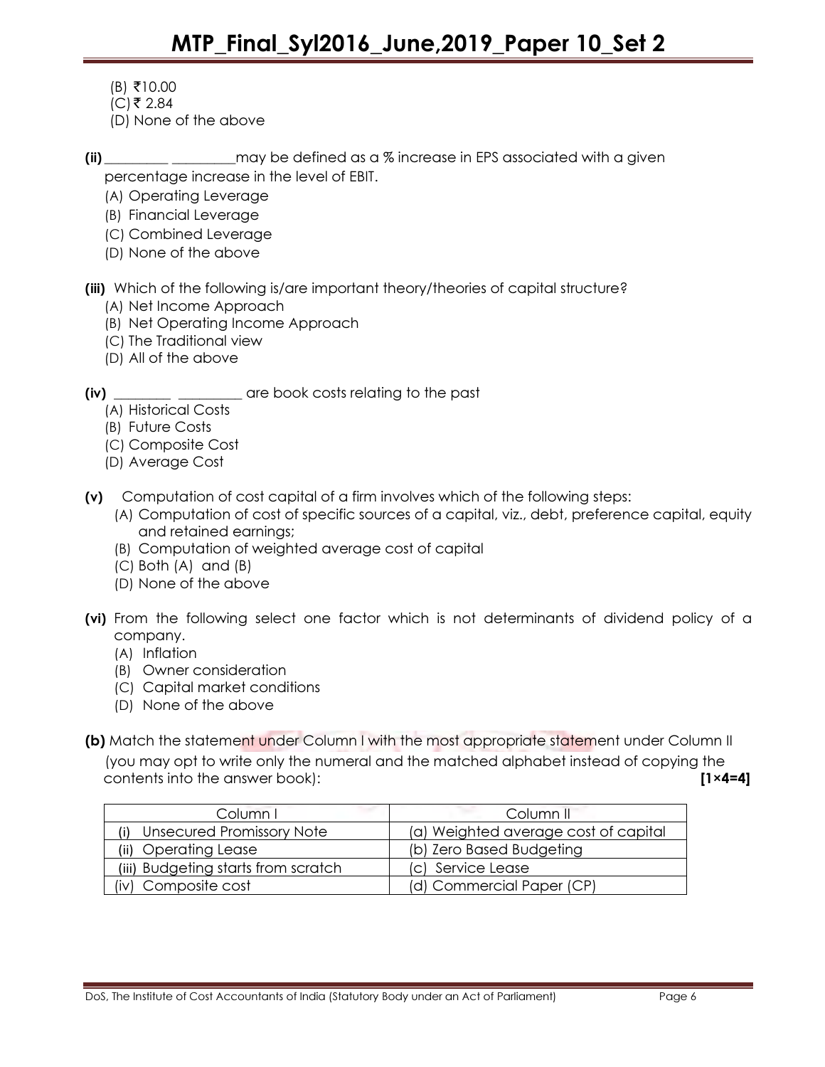(B) ₹10.00
(C) ₹ 2.84
(D) None of the above

**(ii)** _________ _________may be defined as a % increase in EPS associated with a given percentage increase in the level of EBIT.

(A) Operating Leverage
(B) Financial Leverage
(C) Combined Leverage
(D) None of the above

**(iii)** Which of the following is/are important theory/theories of capital structure?

(A) Net Income Approach
(B) Net Operating Income Approach
(C) The Traditional view
(D) All of the above

**(iv)** ________ _________ are book costs relating to the past

(A) Historical Costs
(B) Future Costs
(C) Composite Cost
(D) Average Cost

**(v)** Computation of cost capital of a firm involves which of the following steps:

(A) Computation of cost of specific sources of a capital, viz., debt, preference capital, equity and retained earnings;
(B) Computation of weighted average cost of capital
(C) Both (A) and (B)
(D) None of the above

**(vi)** From the following select one factor which is not determinants of dividend policy of a company.

(A) Inflation
(B) Owner consideration
(C) Capital market conditions
(D) None of the above

**(b)** Match the statement under Column I with the most appropriate statement under Column II (you may opt to write only the numeral and the matched alphabet instead of copying the contents into the answer book): **[1×4=4]**

| Column I | Column II |
|---|---|
| (i) Unsecured Promissory Note | (a) Weighted average cost of capital |
| (ii) Operating Lease | (b) Zero Based Budgeting |
| (iii) Budgeting starts from scratch | (c) Service Lease |
| (iv) Composite cost | (d) Commercial Paper (CP) |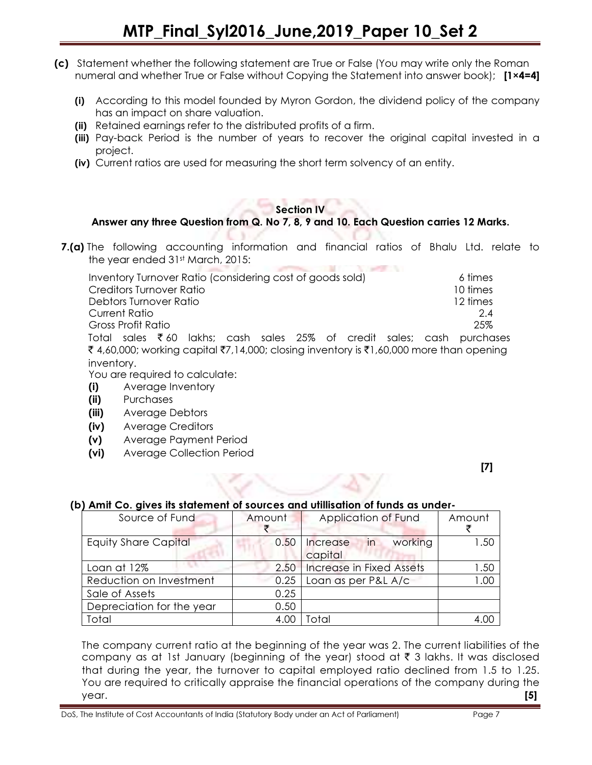**(c)** Statement whether the following statement are True or False (You may write only the Roman numeral and whether True or False without Copying the Statement into answer book); **[1×4=4]**

**(i)** According to this model founded by Myron Gordon, the dividend policy of the company has an impact on share valuation.

**(ii)** Retained earnings refer to the distributed profits of a firm.

**(iii)** Pay-back Period is the number of years to recover the original capital invested in a project.

**(iv)** Current ratios are used for measuring the short term solvency of an entity.

## Section IV

**Answer any three Question from Q. No 7, 8, 9 and 10. Each Question carries 12 Marks.**

**7.(a)** The following accounting information and financial ratios of Bhalu Ltd. relate to the year ended 31st March, 2015:

| | |
|---|---|
| Inventory Turnover Ratio (considering cost of goods sold) | 6 times |
| Creditors Turnover Ratio | 10 times |
| Debtors Turnover Ratio | 12 times |
| Current Ratio | 2.4 |
| Gross Profit Ratio | 25% |

Total sales ₹ 60 lakhs; cash sales 25% of credit sales; cash purchases ₹ 4,60,000; working capital ₹7,14,000; closing inventory is ₹1,60,000 more than opening inventory.

You are required to calculate:

**(i)** Average Inventory

**(ii)** Purchases

**(iii)** Average Debtors

**(iv)** Average Creditors

**(v)** Average Payment Period

**(vi)** Average Collection Period

**[7]**

**(b) Amit Co. gives its statement of sources and utilisation of funds as under-**

| Source of Fund | Amount ₹ | Application of Fund | Amount ₹ |
|---|---|---|---|
| Equity Share Capital | 0.50 | Increase in working capital | 1.50 |
| Loan at 12% | 2.50 | Increase in Fixed Assets | 1.50 |
| Reduction on Investment | 0.25 | Loan as per P&L A/c | 1.00 |
| Sale of Assets | 0.25 | | |
| Depreciation for the year | 0.50 | | |
| Total | 4.00 | Total | 4.00 |

The company current ratio at the beginning of the year was 2. The current liabilities of the company as at 1st January (beginning of the year) stood at ₹ 3 lakhs. It was disclosed that during the year, the turnover to capital employed ratio declined from 1.5 to 1.25. You are required to critically appraise the financial operations of the company during the year. **[5]**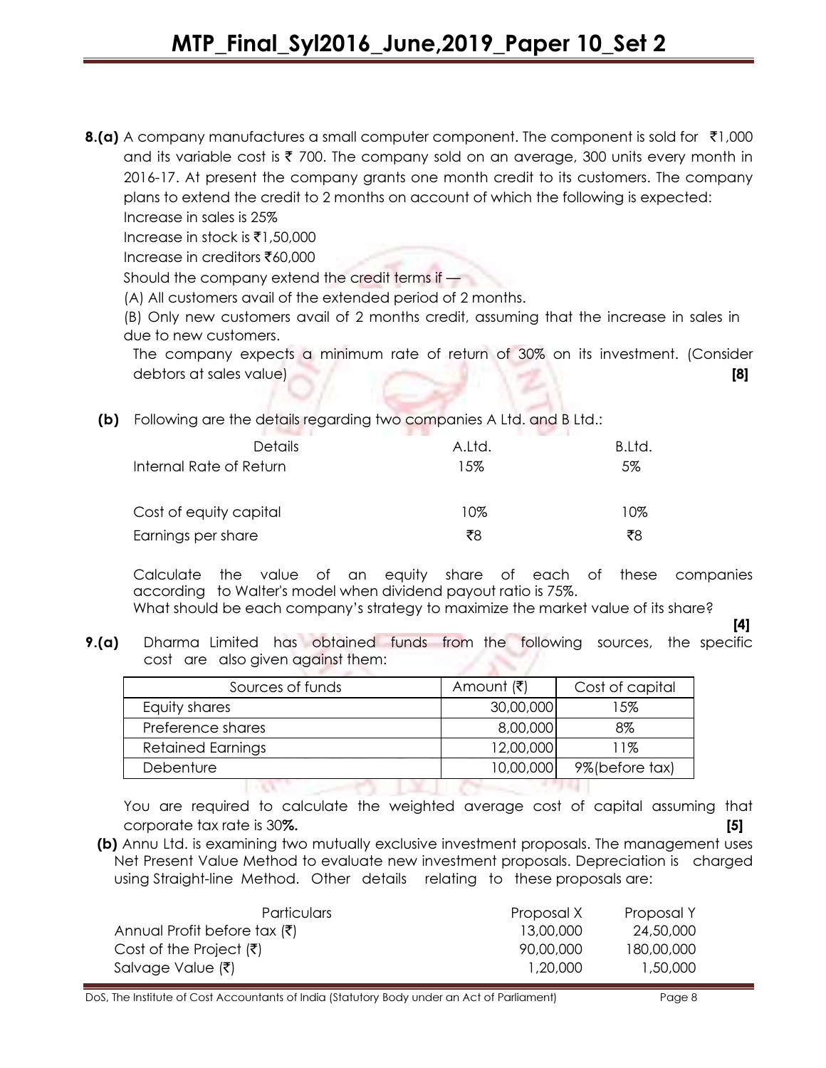**8.(a)** A company manufactures a small computer component. The component is sold for ₹1,000 and its variable cost is ₹ 700. The company sold on an average, 300 units every month in 2016-17. At present the company grants one month credit to its customers. The company plans to extend the credit to 2 months on account of which the following is expected:

Increase in sales is 25%

Increase in stock is ₹1,50,000

Increase in creditors ₹60,000

Should the company extend the credit terms if —

(A) All customers avail of the extended period of 2 months.

(B) Only new customers avail of 2 months credit, assuming that the increase in sales in due to new customers.

The company expects a minimum rate of return of 30% on its investment. (Consider debtors at sales value) **[8]**

**(b)** Following are the details regarding two companies A Ltd. and B Ltd.:

| Details | A.Ltd. | B.Ltd. |
|---|---|---|
| Internal Rate of Return | 15% | 5% |
| Cost of equity capital | 10% | 10% |
| Earnings per share | ₹8 | ₹8 |

Calculate the value of an equity share of each of these companies according to Walter's model when dividend payout ratio is 75%.

What should be each company's strategy to maximize the market value of its share? **[4]**

**9.(a)** Dharma Limited has obtained funds from the following sources, the specific cost are also given against them:

| Sources of funds | Amount (₹) | Cost of capital |
|---|---|---|
| Equity shares | 30,00,000 | 15% |
| Preference shares | 8,00,000 | 8% |
| Retained Earnings | 12,00,000 | 11% |
| Debenture | 10,00,000 | 9%(before tax) |

You are required to calculate the weighted average cost of capital assuming that corporate tax rate is 30**%.** **[5]**

**(b)** Annu Ltd. is examining two mutually exclusive investment proposals. The management uses Net Present Value Method to evaluate new investment proposals. Depreciation is charged using Straight-line Method. Other details relating to these proposals are:

| Particulars | Proposal X | Proposal Y |
|---|---|---|
| Annual Profit before tax (₹) | 13,00,000 | 24,50,000 |
| Cost of the Project (₹) | 90,00,000 | 180,00,000 |
| Salvage Value (₹) | 1,20,000 | 1,50,000 |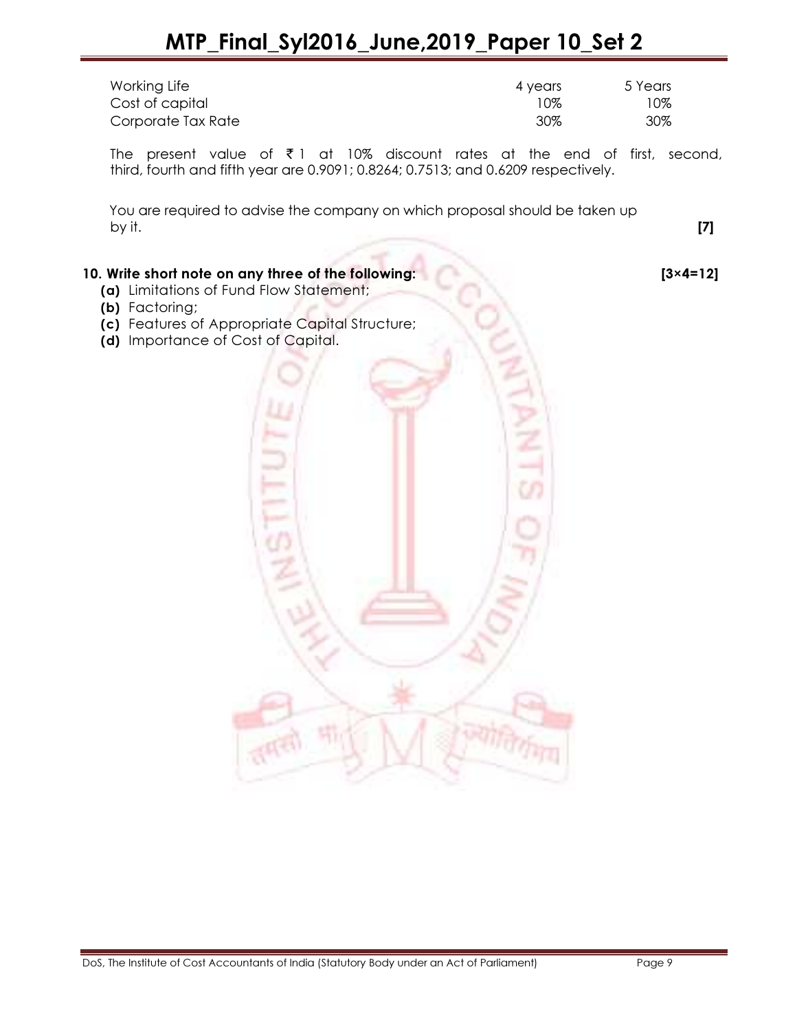| | | |
|---|---|---|
| Working Life | 4 years | 5 Years |
| Cost of capital | 10% | 10% |
| Corporate Tax Rate | 30% | 30% |

The present value of ₹ 1 at 10% discount rates at the end of first, second, third, fourth and fifth year are 0.9091; 0.8264; 0.7513; and 0.6209 respectively.

You are required to advise the company on which proposal should be taken up by it. **[7]**

**10. Write short note on any three of the following:** **[3×4=12]**

**(a)** Limitations of Fund Flow Statement;

**(b)** Factoring;

**(c)** Features of Appropriate Capital Structure;

**(d)** Importance of Cost of Capital.